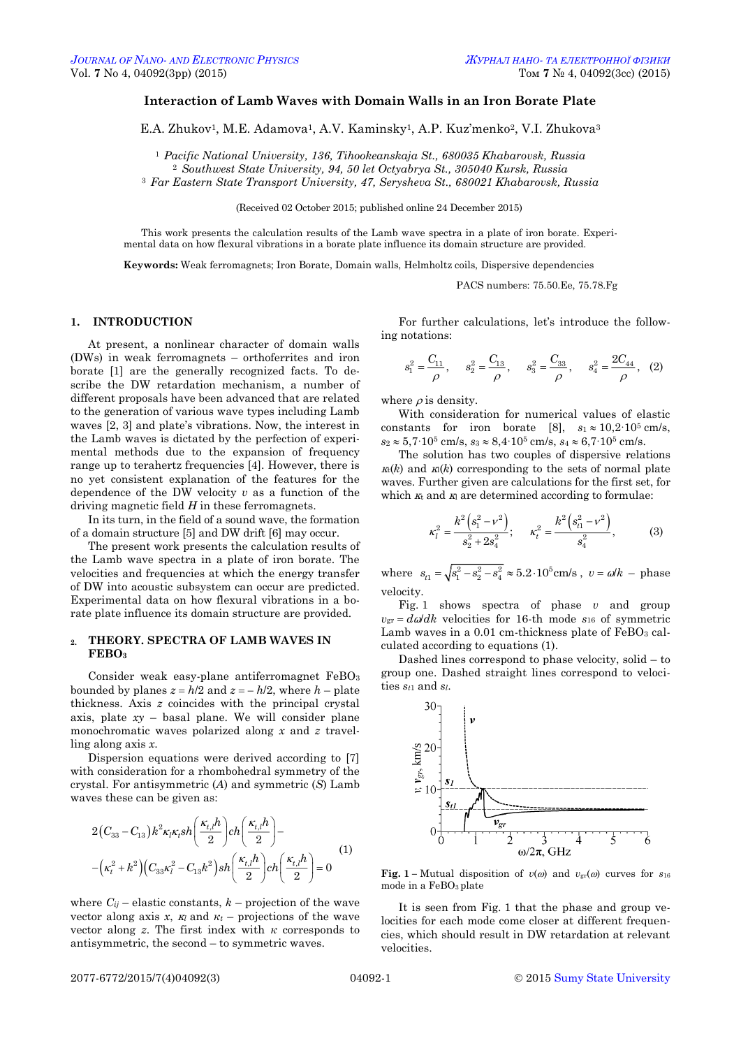# Interaction of Lamb Waves with Domain Walls in an Iron Borate Plate

E.A. Zhukov[1], M.E. Adamova[1], A.V. Kaminsky[1], A.P. Kuz'menko[2], V.I. Zhukova[3]

[1] *Pacific National University, 136, Tihookeanskaja St., 680035 Khabarovsk, Russia*
[2] *Southwest State University, 94, 50 let Octyabrya St., 305040 Kursk, Russia*
[3] *Far Eastern State Transport University, 47, Serysheva St., 680021 Khabarovsk, Russia*

(Received 02 October 2015; published online 24 December 2015)

This work presents the calculation results of the Lamb wave spectra in a plate of iron borate. Experimental data on how flexural vibrations in a borate plate influence its domain structure are provided.

**Keywords:** Weak ferromagnets; Iron Borate, Domain walls, Helmholtz coils, Dispersive dependencies

PACS numbers: 75.50.Ee, 75.78.Fg

## 1. INTRODUCTION

At present, a nonlinear character of domain walls (DWs) in weak ferromagnets – orthoferrites and iron borate [1] are the generally recognized facts. To describe the DW retardation mechanism, a number of different proposals have been advanced that are related to the generation of various wave types including Lamb waves [2, 3] and plate's vibrations. Now, the interest in the Lamb waves is dictated by the perfection of experimental methods due to the expansion of frequency range up to terahertz frequencies [4]. However, there is no yet consistent explanation of the features for the dependence of the DW velocity $v$ as a function of the driving magnetic field $H$ in these ferromagnets.

In its turn, in the field of a sound wave, the formation of a domain structure [5] and DW drift [6] may occur.

The present work presents the calculation results of the Lamb wave spectra in a plate of iron borate. The velocities and frequencies at which the energy transfer of DW into acoustic subsystem can occur are predicted. Experimental data on how flexural vibrations in a borate plate influence its domain structure are provided.

## 2. THEORY. SPECTRA OF LAMB WAVES IN $FeBO_3$

Consider weak easy-plane antiferromagnet $FeBO_3$ bounded by planes $z = h/2$ and $z = -h/2$, where $h$ – plate thickness. Axis $z$ coincides with the principal crystal axis, plate $xy$ – basal plane. We will consider plane monochromatic waves polarized along $x$ and $z$ travelling along axis $x$.

Dispersion equations were derived according to [7] with consideration for a rhombohedral symmetry of the crystal. For antisymmetric ($A$) and symmetric ($S$) Lamb waves these can be given as:

$$2\left(C_{33}-C_{13}\right)k^2\kappa_l\kappa_t sh\left(\frac{\kappa_{t,l}h}{2}\right)ch\left(\frac{\kappa_{t,l}h}{2}\right)-$$
$$-\left(\kappa_t^2+k^2\right)\left(C_{33}\kappa_l^2-C_{13}k^2\right)sh\left(\frac{\kappa_{t,l}h}{2}\right)ch\left(\frac{\kappa_{t,l}h}{2}\right)=0 \qquad (1)$$

where $C_{ij}$ – elastic constants, $k$ – projection of the wave vector along axis $x$, $\kappa_l$ and $\kappa_t$ – projections of the wave vector along $z$. The first index with $\kappa$ corresponds to antisymmetric, the second – to symmetric waves.

For further calculations, let's introduce the following notations:

$$s_1^2=\frac{C_{11}}{\rho},\quad s_2^2=\frac{C_{13}}{\rho},\quad s_3^2=\frac{C_{33}}{\rho},\quad s_4^2=\frac{2C_{44}}{\rho}, \quad (2)$$

where $\rho$ is density.

With consideration for numerical values of elastic constants for iron borate [8], $s_1 \approx 10{,}2\cdot10^5$ cm/s, $s_2 \approx 5{,}7\cdot10^5$ cm/s, $s_3 \approx 8{,}4\cdot10^5$ cm/s, $s_4 \approx 6{,}7\cdot10^5$ cm/s.

The solution has two couples of dispersive relations $\kappa_t(k)$ and $\kappa_l(k)$ corresponding to the sets of normal plate waves. Further given are calculations for the first set, for which $\kappa_t$ and $\kappa_l$ are determined according to formulae:

$$\kappa_l^2=\frac{k^2\left(s_1^2-v^2\right)}{s_2^2+2s_4^2};\quad \kappa_t^2=\frac{k^2\left(s_{t1}^2-v^2\right)}{s_4^2}, \qquad (3)$$

where $s_{t1}=\sqrt{s_1^2-s_2^2-s_4^2}\approx 5.2\cdot10^5$cm/s, $v = \omega/k$ – phase velocity.

Fig. 1 shows spectra of phase $v$ and group $v_{gr} = d\omega/dk$ velocities for 16-th mode $s_{16}$ of symmetric Lamb waves in a 0.01 cm-thickness plate of $FeBO_3$ calculated according to equations (1).

Dashed lines correspond to phase velocity, solid – to group one. Dashed straight lines correspond to velocities $s_{t1}$ and $s_l$.

**Fig. 1** – Mutual disposition of $v(\omega)$ and $v_{gr}(\omega)$ curves for $s_{16}$ mode in a $FeBO_3$ plate

It is seen from Fig. 1 that the phase and group velocities for each mode come closer at different frequencies, which should result in DW retardation at relevant velocities.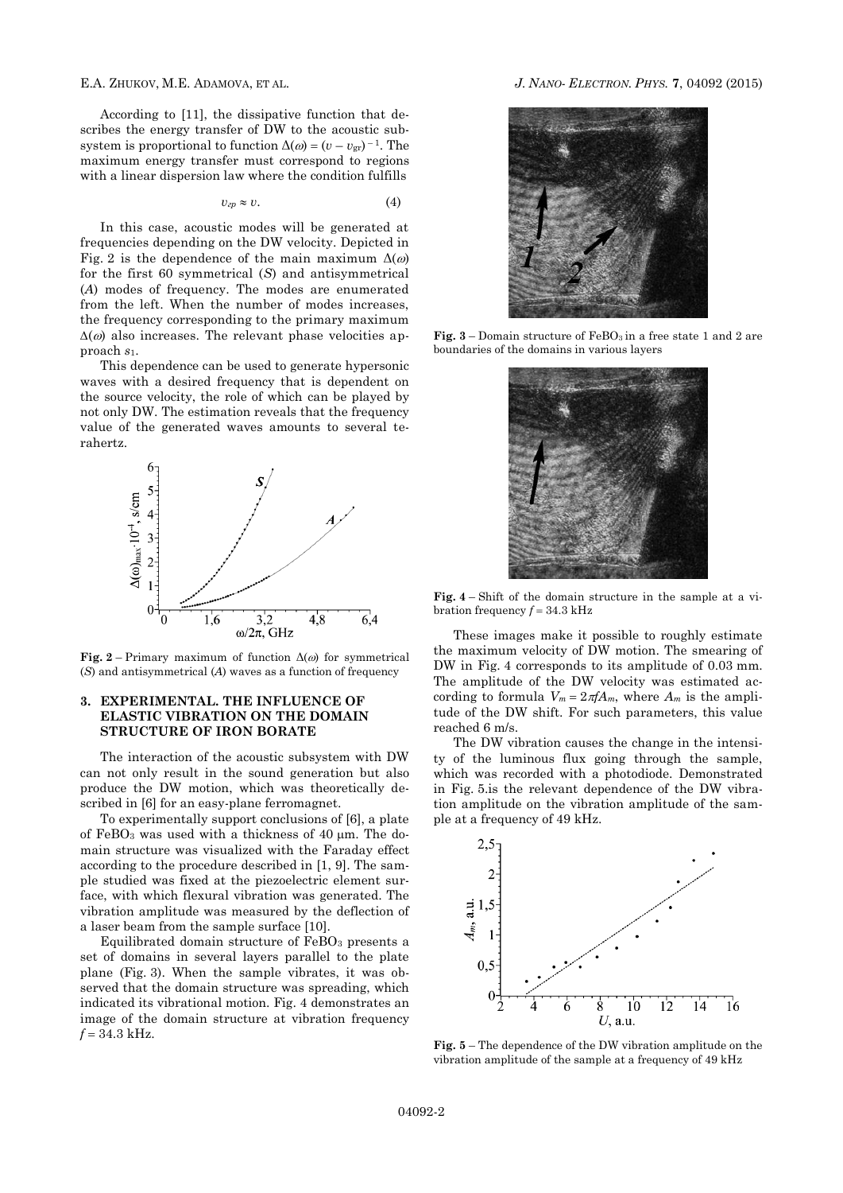According to [11], the dissipative function that describes the energy transfer of DW to the acoustic subsystem is proportional to function $\Delta(\omega) = (v - v_{gr})^{-1}$. The maximum energy transfer must correspond to regions with a linear dispersion law where the condition fulfills

$$v_{gp} \approx v. \tag{4}$$

In this case, acoustic modes will be generated at frequencies depending on the DW velocity. Depicted in Fig. 2 is the dependence of the main maximum $\Delta(\omega)$ for the first 60 symmetrical (*S*) and antisymmetrical (*A*) modes of frequency. The modes are enumerated from the left. When the number of modes increases, the frequency corresponding to the primary maximum $\Delta(\omega)$ also increases. The relevant phase velocities approach $s_1$.

This dependence can be used to generate hypersonic waves with a desired frequency that is dependent on the source velocity, the role of which can be played by not only DW. The estimation reveals that the frequency value of the generated waves amounts to several terahertz.

**Fig. 2** – Primary maximum of function $\Delta(\omega)$ for symmetrical (*S*) and antisymmetrical (*A*) waves as a function of frequency

## 3. EXPERIMENTAL. THE INFLUENCE OF ELASTIC VIBRATION ON THE DOMAIN STRUCTURE OF IRON BORATE

The interaction of the acoustic subsystem with DW can not only result in the sound generation but also produce the DW motion, which was theoretically described in [6] for an easy-plane ferromagnet.

To experimentally support conclusions of [6], a plate of $FeBO_3$ was used with a thickness of 40 μm. The domain structure was visualized with the Faraday effect according to the procedure described in [1, 9]. The sample studied was fixed at the piezoelectric element surface, with which flexural vibration was generated. The vibration amplitude was measured by the deflection of a laser beam from the sample surface [10].

Equilibrated domain structure of $FeBO_3$ presents a set of domains in several layers parallel to the plate plane (Fig. 3). When the sample vibrates, it was observed that the domain structure was spreading, which indicated its vibrational motion. Fig. 4 demonstrates an image of the domain structure at vibration frequency $f = 34.3$ kHz.

**Fig. 3** – Domain structure of $FeBO_3$ in a free state 1 and 2 are boundaries of the domains in various layers

**Fig. 4** – Shift of the domain structure in the sample at a vibration frequency $f = 34.3$ kHz

These images make it possible to roughly estimate the maximum velocity of DW motion. The smearing of DW in Fig. 4 corresponds to its amplitude of 0.03 mm. The amplitude of the DW velocity was estimated according to formula $V_m = 2\pi f A_m$, where $A_m$ is the amplitude of the DW shift. For such parameters, this value reached 6 m/s.

The DW vibration causes the change in the intensity of the luminous flux going through the sample, which was recorded with a photodiode. Demonstrated in Fig. 5.is the relevant dependence of the DW vibration amplitude on the vibration amplitude of the sample at a frequency of 49 kHz.

**Fig. 5** – The dependence of the DW vibration amplitude on the vibration amplitude of the sample at a frequency of 49 kHz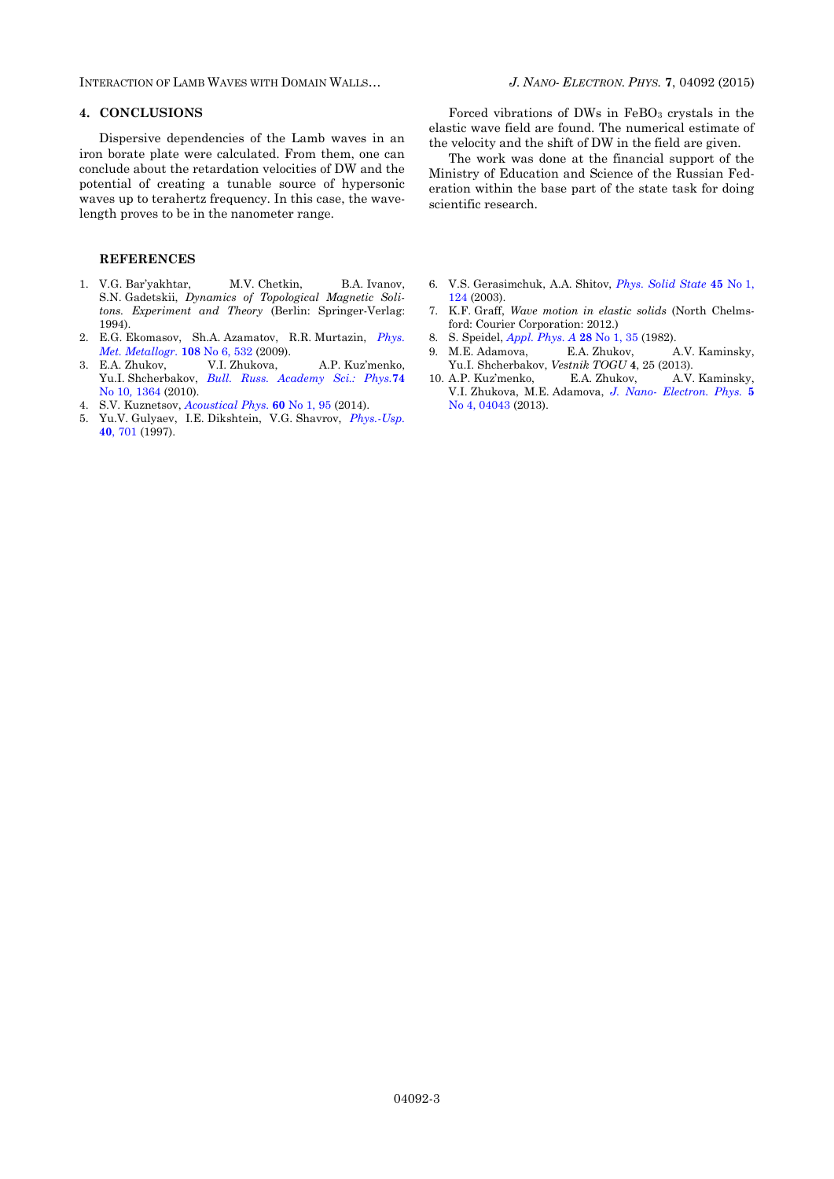## 4. CONCLUSIONS

Dispersive dependencies of the Lamb waves in an iron borate plate were calculated. From them, one can conclude about the retardation velocities of DW and the potential of creating a tunable source of hypersonic waves up to terahertz frequency. In this case, the wavelength proves to be in the nanometer range.

Forced vibrations of DWs in $FeBO_3$ crystals in the elastic wave field are found. The numerical estimate of the velocity and the shift of DW in the field are given.

The work was done at the financial support of the Ministry of Education and Science of the Russian Federation within the base part of the state task for doing scientific research.

## REFERENCES

1. V.G. Bar'yakhtar, M.V. Chetkin, B.A. Ivanov, S.N. Gadetskii, *Dynamics of Topological Magnetic Solitons. Experiment and Theory* (Berlin: Springer-Verlag: 1994).
2. E.G. Ekomasov, Sh.A. Azamatov, R.R. Murtazin, *Phys. Met. Metallogr.* **108** No 6, 532 (2009).
3. E.A. Zhukov, V.I. Zhukova, A.P. Kuz'menko, Yu.I. Shcherbakov, *Bull. Russ. Academy Sci.: Phys.* **74** No 10, 1364 (2010).
4. S.V. Kuznetsov, *Acoustical Phys.* **60** No 1, 95 (2014).
5. Yu.V. Gulyaev, I.E. Dikshtein, V.G. Shavrov, *Phys.-Usp.* **40**, 701 (1997).
6. V.S. Gerasimchuk, A.A. Shitov, *Phys. Solid State* **45** No 1, 124 (2003).
7. K.F. Graff, *Wave motion in elastic solids* (North Chelmsford: Courier Corporation: 2012.)
8. S. Speidel, *Appl. Phys. A* **28** No 1, 35 (1982).
9. M.E. Adamova, E.A. Zhukov, A.V. Kaminsky, Yu.I. Shcherbakov, *Vestnik TOGU* **4**, 25 (2013).
10. A.P. Kuz'menko, E.A. Zhukov, A.V. Kaminsky, V.I. Zhukova, M.E. Adamova, *J. Nano- Electron. Phys.* **5** No 4, 04043 (2013).